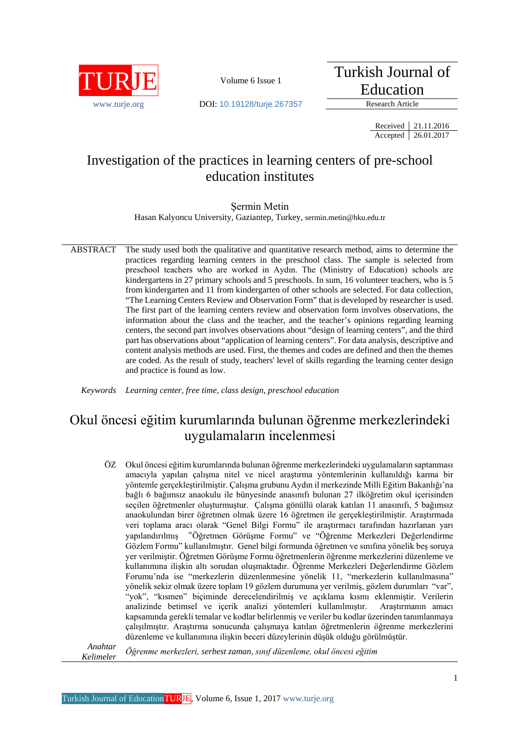TURJE
www.turje.org

Volume 6 Issue 1

DOI: 10.19128/turje.267357

Turkish Journal of Education

Research Article

| Received | 21.11.2016 |
| --- | --- |
| Accepted | 26.01.2017 |

# Investigation of the practices in learning centers of pre-school education institutes

Şermin Metin
Hasan Kalyoncu University, Gaziantep, Turkey, sermin.metin@hku.edu.tr

**ABSTRACT** The study used both the qualitative and quantitative research method, aims to determine the practices regarding learning centers in the preschool class. The sample is selected from preschool teachers who are worked in Aydın. The (Ministry of Education) schools are kindergartens in 27 primary schools and 5 preschools. In sum, 16 volunteer teachers, who is 5 from kindergarten and 11 from kindergarten of other schools are selected. For data collection, "The Learning Centers Review and Observation Form" that is developed by researcher is used. The first part of the learning centers review and observation form involves observations, the information about the class and the teacher, and the teacher's opinions regarding learning centers, the second part involves observations about "design of learning centers", and the third part has observations about "application of learning centers". For data analysis, descriptive and content analysis methods are used. First, the themes and codes are defined and then the themes are coded. As the result of study, teachers' level of skills regarding the learning center design and practice is found as low.

*Keywords* *Learning center, free time, class design, preschool education*

# Okul öncesi eğitim kurumlarında bulunan öğrenme merkezlerindeki uygulamaların incelenmesi

**ÖZ** Okul öncesi eğitim kurumlarında bulunan öğrenme merkezlerindeki uygulamaların saptanması amacıyla yapılan çalışma nitel ve nicel araştırma yöntemlerinin kullanıldığı karma bir yöntemle gerçekleştirilmiştir. Çalışma grubunu Aydın il merkezinde Milli Eğitim Bakanlığı'na bağlı 6 bağımsız anaokulu ile bünyesinde anasınıfı bulunan 27 ilköğretim okul içerisinden seçilen öğretmenler oluşturmuştur. Çalışma gönüllü olarak katılan 11 anasınıfı, 5 bağımsız anaokulundan birer öğretmen olmak üzere 16 öğretmen ile gerçekleştirilmiştir. Araştırmada veri toplama aracı olarak "Genel Bilgi Formu" ile araştırmacı tarafından hazırlanan yarı yapılandırılmış "Öğretmen Görüşme Formu" ve "Öğrenme Merkezleri Değerlendirme Gözlem Formu" kullanılmıştır. Genel bilgi formunda öğretmen ve sınıfına yönelik beş soruya yer verilmiştir. Öğretmen Görüşme Formu öğretmenlerin öğrenme merkezlerini düzenleme ve kullanımına ilişkin altı sorudan oluşmaktadır. Öğrenme Merkezleri Değerlendirme Gözlem Forumu'nda ise "merkezlerin düzenlenmesine yönelik 11, "merkezlerin kullanılmasına" yönelik sekiz olmak üzere toplam 19 gözlem durumuna yer verilmiş, gözlem durumları "var", "yok", "kısmen" biçiminde derecelendirilmiş ve açıklama kısmı eklenmiştir. Verilerin analizinde betimsel ve içerik analizi yöntemleri kullanılmıştır. Araştırmanın amacı kapsamında gerekli temalar ve kodlar belirlenmiş ve veriler bu kodlar üzerinden tanımlanmaya çalışılmıştır. Araştırma sonucunda çalışmaya katılan öğretmenlerin öğrenme merkezlerini düzenleme ve kullanımına ilişkin beceri düzeylerinin düşük olduğu görülmüştür.

*Anahtar Kelimeler* *Öğrenme merkezleri, serbest zaman, sınıf düzenleme, okul öncesi eğitim*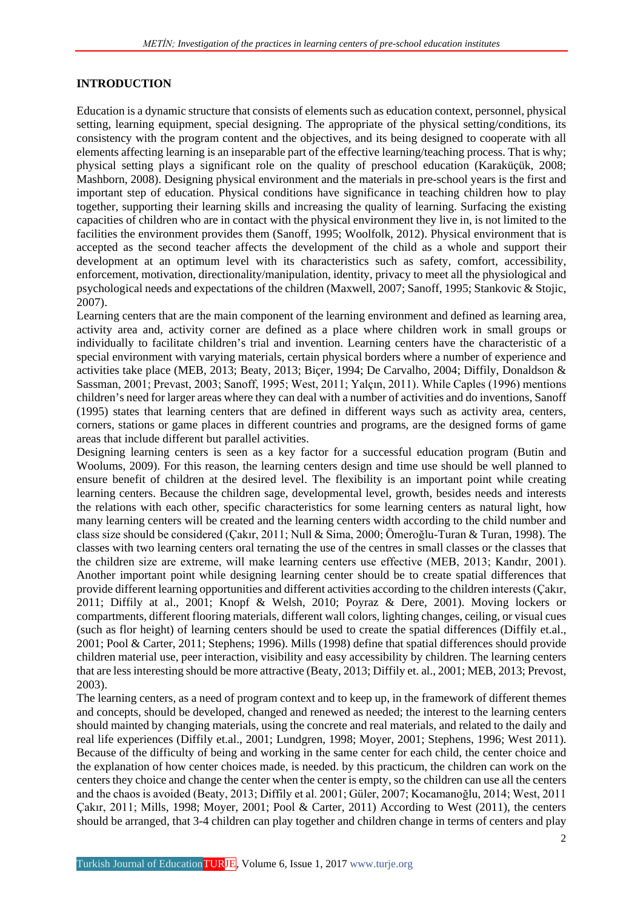## INTRODUCTION

Education is a dynamic structure that consists of elements such as education context, personnel, physical setting, learning equipment, special designing. The appropriate of the physical setting/conditions, its consistency with the program content and the objectives, and its being designed to cooperate with all elements affecting learning is an inseparable part of the effective learning/teaching process. That is why; physical setting plays a significant role on the quality of preschool education (Karaküçük, 2008; Mashborn, 2008). Designing physical environment and the materials in pre-school years is the first and important step of education. Physical conditions have significance in teaching children how to play together, supporting their learning skills and increasing the quality of learning. Surfacing the existing capacities of children who are in contact with the physical environment they live in, is not limited to the facilities the environment provides them (Sanoff, 1995; Woolfolk, 2012). Physical environment that is accepted as the second teacher affects the development of the child as a whole and support their development at an optimum level with its characteristics such as safety, comfort, accessibility, enforcement, motivation, directionality/manipulation, identity, privacy to meet all the physiological and psychological needs and expectations of the children (Maxwell, 2007; Sanoff, 1995; Stankovic & Stojic, 2007).

Learning centers that are the main component of the learning environment and defined as learning area, activity area and, activity corner are defined as a place where children work in small groups or individually to facilitate children's trial and invention. Learning centers have the characteristic of a special environment with varying materials, certain physical borders where a number of experience and activities take place (MEB, 2013; Beaty, 2013; Biçer, 1994; De Carvalho, 2004; Diffily, Donaldson & Sassman, 2001; Prevast, 2003; Sanoff, 1995; West, 2011; Yalçın, 2011). While Caples (1996) mentions children's need for larger areas where they can deal with a number of activities and do inventions, Sanoff (1995) states that learning centers that are defined in different ways such as activity area, centers, corners, stations or game places in different countries and programs, are the designed forms of game areas that include different but parallel activities.

Designing learning centers is seen as a key factor for a successful education program (Butin and Woolums, 2009). For this reason, the learning centers design and time use should be well planned to ensure benefit of children at the desired level. The flexibility is an important point while creating learning centers. Because the children sage, developmental level, growth, besides needs and interests the relations with each other, specific characteristics for some learning centers as natural light, how many learning centers will be created and the learning centers width according to the child number and class size should be considered (Çakır, 2011; Null & Sima, 2000; Ömeroğlu-Turan & Turan, 1998). The classes with two learning centers oral ternating the use of the centres in small classes or the classes that the children size are extreme, will make learning centers use effective (MEB, 2013; Kandır, 2001). Another important point while designing learning center should be to create spatial differences that provide different learning opportunities and different activities according to the children interests (Çakır, 2011; Diffily at al., 2001; Knopf & Welsh, 2010; Poyraz & Dere, 2001). Moving lockers or compartments, different flooring materials, different wall colors, lighting changes, ceiling, or visual cues (such as flor height) of learning centers should be used to create the spatial differences (Diffily et.al., 2001; Pool & Carter, 2011; Stephens; 1996). Mills (1998) define that spatial differences should provide children material use, peer interaction, visibility and easy accessibility by children. The learning centers that are less interesting should be more attractive (Beaty, 2013; Diffily et. al., 2001; MEB, 2013; Prevost, 2003).

The learning centers, as a need of program context and to keep up, in the framework of different themes and concepts, should be developed, changed and renewed as needed; the interest to the learning centers should mainted by changing materials, using the concrete and real materials, and related to the daily and real life experiences (Diffily et.al., 2001; Lundgren, 1998; Moyer, 2001; Stephens, 1996; West 2011). Because of the difficulty of being and working in the same center for each child, the center choice and the explanation of how center choices made, is needed. by this practicum, the children can work on the centers they choice and change the center when the center is empty, so the children can use all the centers and the chaos is avoided (Beaty, 2013; Diffily et al. 2001; Güler, 2007; Kocamanoğlu, 2014; West, 2011 Çakır, 2011; Mills, 1998; Moyer, 2001; Pool & Carter, 2011) According to West (2011), the centers should be arranged, that 3-4 children can play together and children change in terms of centers and play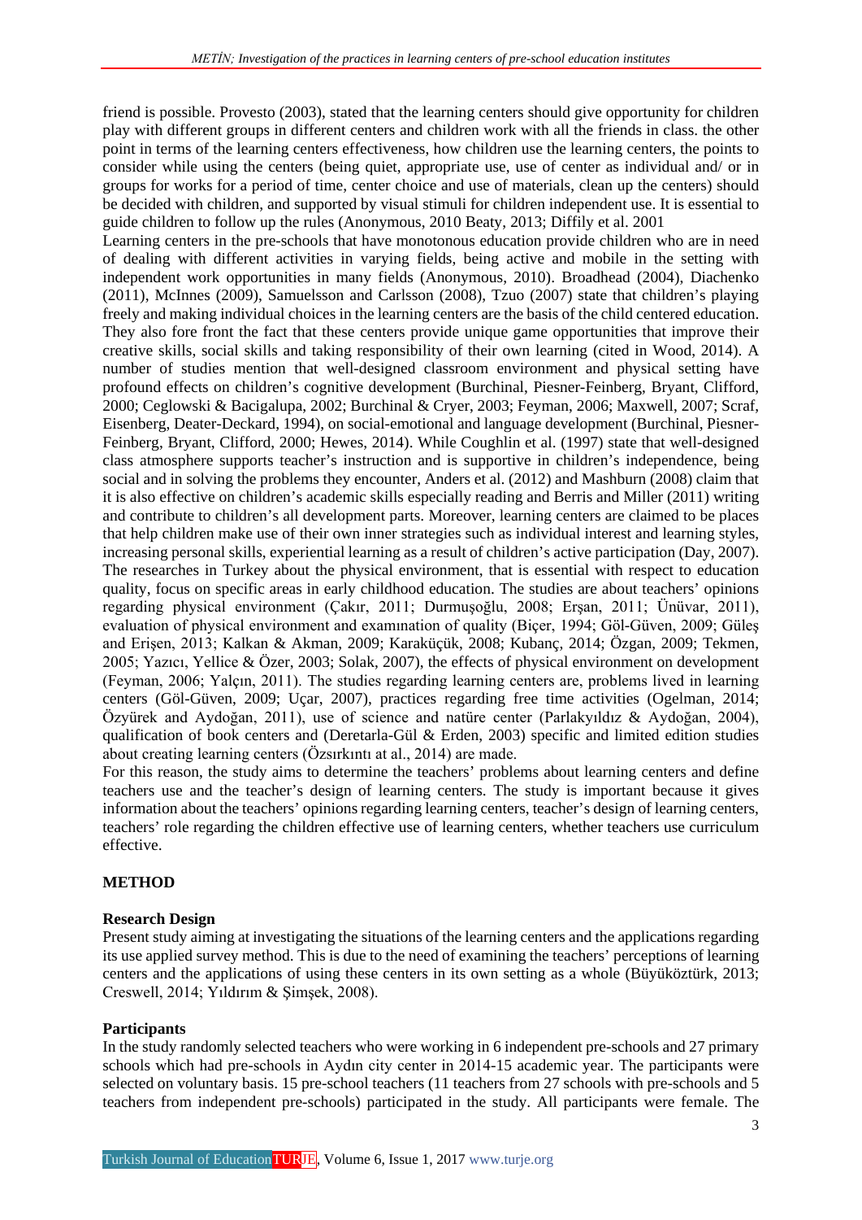friend is possible. Provesto (2003), stated that the learning centers should give opportunity for children play with different groups in different centers and children work with all the friends in class. the other point in terms of the learning centers effectiveness, how children use the learning centers, the points to consider while using the centers (being quiet, appropriate use, use of center as individual and/ or in groups for works for a period of time, center choice and use of materials, clean up the centers) should be decided with children, and supported by visual stimuli for children independent use. It is essential to guide children to follow up the rules (Anonymous, 2010 Beaty, 2013; Diffily et al. 2001

Learning centers in the pre-schools that have monotonous education provide children who are in need of dealing with different activities in varying fields, being active and mobile in the setting with independent work opportunities in many fields (Anonymous, 2010). Broadhead (2004), Diachenko (2011), McInnes (2009), Samuelsson and Carlsson (2008), Tzuo (2007) state that children's playing freely and making individual choices in the learning centers are the basis of the child centered education. They also fore front the fact that these centers provide unique game opportunities that improve their creative skills, social skills and taking responsibility of their own learning (cited in Wood, 2014). A number of studies mention that well-designed classroom environment and physical setting have profound effects on children's cognitive development (Burchinal, Piesner-Feinberg, Bryant, Clifford, 2000; Ceglowski & Bacigalupa, 2002; Burchinal & Cryer, 2003; Feyman, 2006; Maxwell, 2007; Scraf, Eisenberg, Deater-Deckard, 1994), on social-emotional and language development (Burchinal, Piesner-Feinberg, Bryant, Clifford, 2000; Hewes, 2014). While Coughlin et al. (1997) state that well-designed class atmosphere supports teacher's instruction and is supportive in children's independence, being social and in solving the problems they encounter, Anders et al. (2012) and Mashburn (2008) claim that it is also effective on children's academic skills especially reading and Berris and Miller (2011) writing and contribute to children's all development parts. Moreover, learning centers are claimed to be places that help children make use of their own inner strategies such as individual interest and learning styles, increasing personal skills, experiential learning as a result of children's active participation (Day, 2007).

The researches in Turkey about the physical environment, that is essential with respect to education quality, focus on specific areas in early childhood education. The studies are about teachers' opinions regarding physical environment (Çakır, 2011; Durmuşoğlu, 2008; Erşan, 2011; Ünüvar, 2011), evaluation of physical environment and examınation of quality (Biçer, 1994; Göl-Güven, 2009; Güleş and Erişen, 2013; Kalkan & Akman, 2009; Karaküçük, 2008; Kubanç, 2014; Özgan, 2009; Tekmen, 2005; Yazıcı, Yellice & Özer, 2003; Solak, 2007), the effects of physical environment on development (Feyman, 2006; Yalçın, 2011). The studies regarding learning centers are, problems lived in learning centers (Göl-Güven, 2009; Uçar, 2007), practices regarding free time activities (Ogelman, 2014; Özyürek and Aydoğan, 2011), use of science and natüre center (Parlakyıldız & Aydoğan, 2004), qualification of book centers and (Deretarla-Gül & Erden, 2003) specific and limited edition studies about creating learning centers (Özsırkıntı at al., 2014) are made.

For this reason, the study aims to determine the teachers' problems about learning centers and define teachers use and the teacher's design of learning centers. The study is important because it gives information about the teachers' opinions regarding learning centers, teacher's design of learning centers, teachers' role regarding the children effective use of learning centers, whether teachers use curriculum effective.

## METHOD

### Research Design

Present study aiming at investigating the situations of the learning centers and the applications regarding its use applied survey method. This is due to the need of examining the teachers' perceptions of learning centers and the applications of using these centers in its own setting as a whole (Büyüköztürk, 2013; Creswell, 2014; Yıldırım & Şimşek, 2008).

### Participants

In the study randomly selected teachers who were working in 6 independent pre-schools and 27 primary schools which had pre-schools in Aydın city center in 2014-15 academic year. The participants were selected on voluntary basis. 15 pre-school teachers (11 teachers from 27 schools with pre-schools and 5 teachers from independent pre-schools) participated in the study. All participants were female. The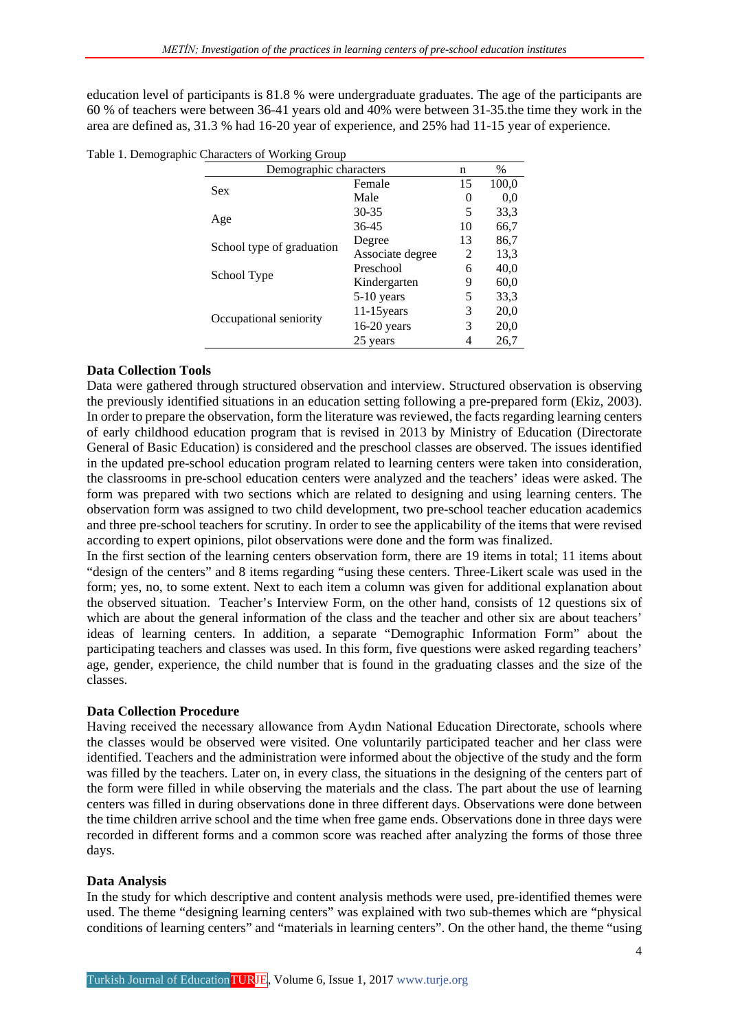education level of participants is 81.8 % were undergraduate graduates. The age of the participants are 60 % of teachers were between 36-41 years old and 40% were between 31-35.the time they work in the area are defined as, 31.3 % had 16-20 year of experience, and 25% had 11-15 year of experience.

Table 1. Demographic Characters of Working Group

| Demographic characters | | n | % |
|---|---|---|---|
| Sex | Female | 15 | 100,0 |
| | Male | 0 | 0,0 |
| Age | 30-35 | 5 | 33,3 |
| | 36-45 | 10 | 66,7 |
| School type of graduation | Degree | 13 | 86,7 |
| | Associate degree | 2 | 13,3 |
| School Type | Preschool | 6 | 40,0 |
| | Kindergarten | 9 | 60,0 |
| Occupational seniority | 5-10 years | 5 | 33,3 |
| | 11-15years | 3 | 20,0 |
| | 16-20 years | 3 | 20,0 |
| | 25 years | 4 | 26,7 |

**Data Collection Tools**

Data were gathered through structured observation and interview. Structured observation is observing the previously identified situations in an education setting following a pre-prepared form (Ekiz, 2003). In order to prepare the observation, form the literature was reviewed, the facts regarding learning centers of early childhood education program that is revised in 2013 by Ministry of Education (Directorate General of Basic Education) is considered and the preschool classes are observed. The issues identified in the updated pre-school education program related to learning centers were taken into consideration, the classrooms in pre-school education centers were analyzed and the teachers' ideas were asked. The form was prepared with two sections which are related to designing and using learning centers. The observation form was assigned to two child development, two pre-school teacher education academics and three pre-school teachers for scrutiny. In order to see the applicability of the items that were revised according to expert opinions, pilot observations were done and the form was finalized.

In the first section of the learning centers observation form, there are 19 items in total; 11 items about "design of the centers" and 8 items regarding "using these centers. Three-Likert scale was used in the form; yes, no, to some extent. Next to each item a column was given for additional explanation about the observed situation. Teacher's Interview Form, on the other hand, consists of 12 questions six of which are about the general information of the class and the teacher and other six are about teachers' ideas of learning centers. In addition, a separate "Demographic Information Form" about the participating teachers and classes was used. In this form, five questions were asked regarding teachers' age, gender, experience, the child number that is found in the graduating classes and the size of the classes.

**Data Collection Procedure**

Having received the necessary allowance from Aydın National Education Directorate, schools where the classes would be observed were visited. One voluntarily participated teacher and her class were identified. Teachers and the administration were informed about the objective of the study and the form was filled by the teachers. Later on, in every class, the situations in the designing of the centers part of the form were filled in while observing the materials and the class. The part about the use of learning centers was filled in during observations done in three different days. Observations were done between the time children arrive school and the time when free game ends. Observations done in three days were recorded in different forms and a common score was reached after analyzing the forms of those three days.

**Data Analysis**

In the study for which descriptive and content analysis methods were used, pre-identified themes were used. The theme "designing learning centers" was explained with two sub-themes which are "physical conditions of learning centers" and "materials in learning centers". On the other hand, the theme "using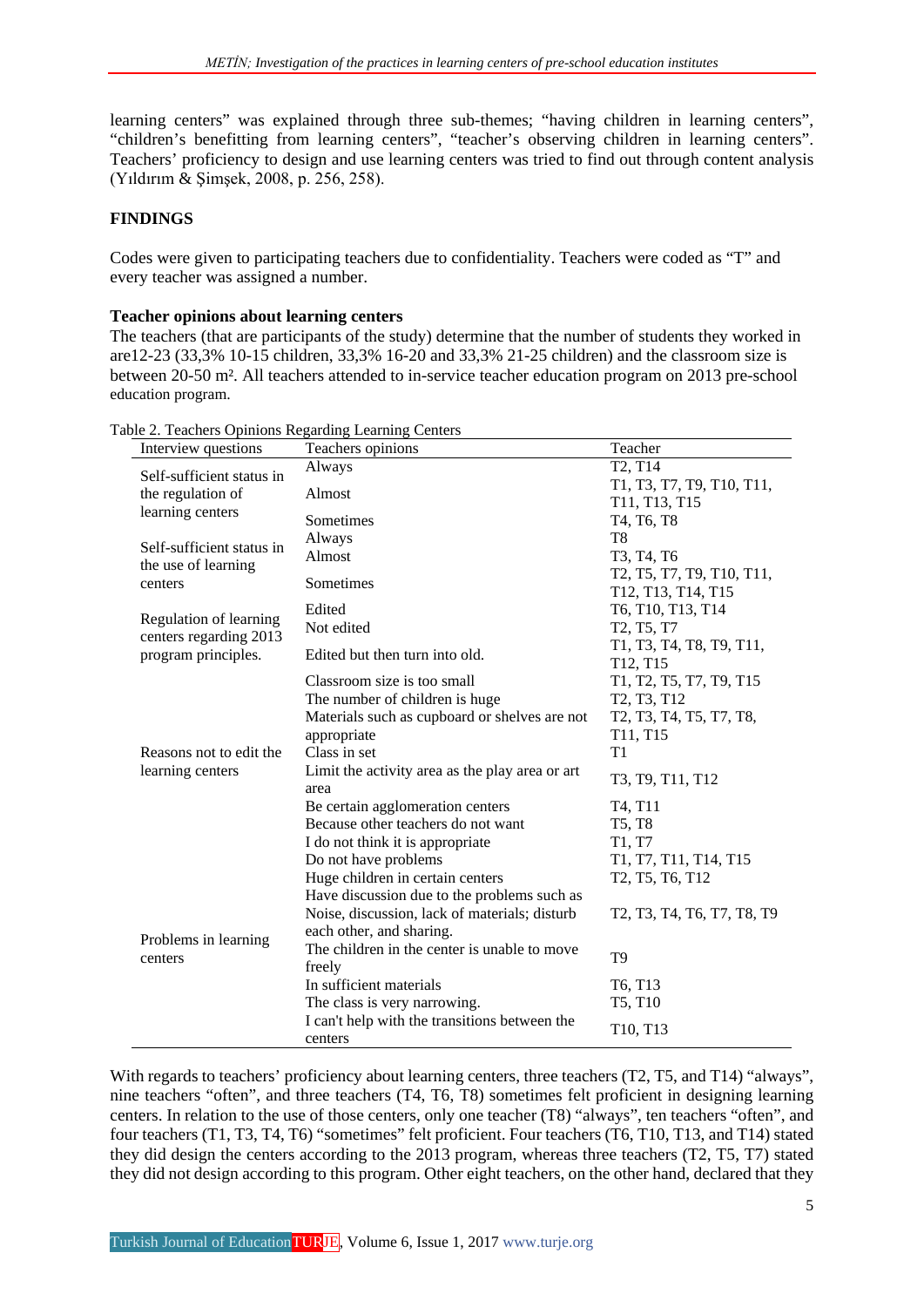learning centers" was explained through three sub-themes; "having children in learning centers", "children's benefitting from learning centers", "teacher's observing children in learning centers". Teachers' proficiency to design and use learning centers was tried to find out through content analysis (Yıldırım & Şimşek, 2008, p. 256, 258).

## FINDINGS

Codes were given to participating teachers due to confidentiality. Teachers were coded as "T" and every teacher was assigned a number.

### Teacher opinions about learning centers

The teachers (that are participants of the study) determine that the number of students they worked in are12-23 (33,3% 10-15 children, 33,3% 16-20 and 33,3% 21-25 children) and the classroom size is between 20-50 m². All teachers attended to in-service teacher education program on 2013 pre-school education program.

Table 2. Teachers Opinions Regarding Learning Centers

| Interview questions | Teachers opinions | Teacher |
|---|---|---|
| Self-sufficient status in the regulation of learning centers | Always | T2, T14 |
| | Almost | T1, T3, T7, T9, T10, T11, T11, T13, T15 |
| | Sometimes | T4, T6, T8 |
| Self-sufficient status in the use of learning centers | Always | T8 |
| | Almost | T3, T4, T6 |
| | Sometimes | T2, T5, T7, T9, T10, T11, T12, T13, T14, T15 |
| Regulation of learning centers regarding 2013 program principles. | Edited | T6, T10, T13, T14 |
| | Not edited | T2, T5, T7 |
| | Edited but then turn into old. | T1, T3, T4, T8, T9, T11, T12, T15 |
| Reasons not to edit the learning centers | Classroom size is too small | T1, T2, T5, T7, T9, T15 |
| | The number of children is huge | T2, T3, T12 |
| | Materials such as cupboard or shelves are not appropriate | T2, T3, T4, T5, T7, T8, T11, T15 |
| | Class in set | T1 |
| | Limit the activity area as the play area or art area | T3, T9, T11, T12 |
| | Be certain agglomeration centers | T4, T11 |
| | Because other teachers do not want | T5, T8 |
| | I do not think it is appropriate | T1, T7 |
| Problems in learning centers | Do not have problems | T1, T7, T11, T14, T15 |
| | Huge children in certain centers | T2, T5, T6, T12 |
| | Have discussion due to the problems such as Noise, discussion, lack of materials; disturb each other, and sharing. | T2, T3, T4, T6, T7, T8, T9 |
| | The children in the center is unable to move freely | T9 |
| | In sufficient materials | T6, T13 |
| | The class is very narrowing. | T5, T10 |
| | I can't help with the transitions between the centers | T10, T13 |

With regards to teachers' proficiency about learning centers, three teachers (T2, T5, and T14) "always", nine teachers "often", and three teachers (T4, T6, T8) sometimes felt proficient in designing learning centers. In relation to the use of those centers, only one teacher (T8) "always", ten teachers "often", and four teachers (T1, T3, T4, T6) "sometimes" felt proficient. Four teachers (T6, T10, T13, and T14) stated they did design the centers according to the 2013 program, whereas three teachers (T2, T5, T7) stated they did not design according to this program. Other eight teachers, on the other hand, declared that they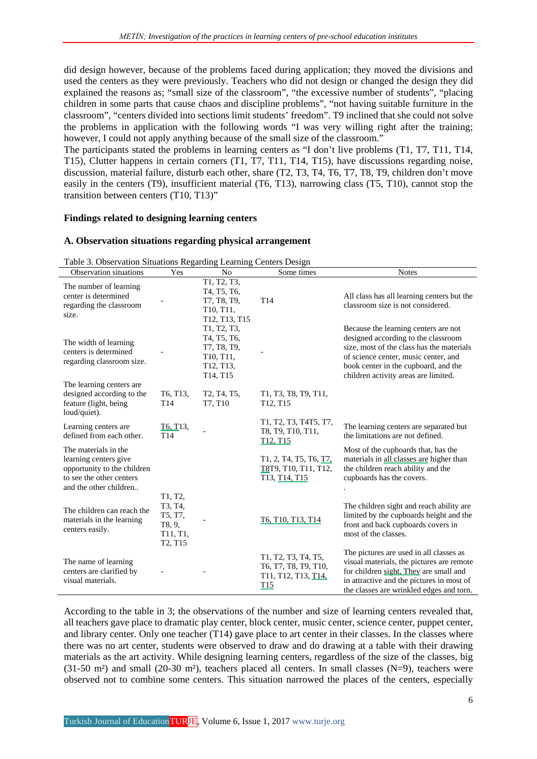did design however, because of the problems faced during application; they moved the divisions and used the centers as they were previously. Teachers who did not design or changed the design they did explained the reasons as; "small size of the classroom", "the excessive number of students", "placing children in some parts that cause chaos and discipline problems", "not having suitable furniture in the classroom", "centers divided into sections limit students' freedom". T9 inclined that she could not solve the problems in application with the following words "I was very willing right after the training; however, I could not apply anything because of the small size of the classroom."

The participants stated the problems in learning centers as "I don't live problems (T1, T7, T11, T14, T15), Clutter happens in certain corners (T1, T7, T11, T14, T15), have discussions regarding noise, discussion, material failure, disturb each other, share (T2, T3, T4, T6, T7, T8, T9, children don't move easily in the centers (T9), insufficient material (T6, T13), narrowing class (T5, T10), cannot stop the transition between centers (T10, T13)"

**Findings related to designing learning centers**

**A. Observation situations regarding physical arrangement**

Table 3. Observation Situations Regarding Learning Centers Design

| Observation situations | Yes | No | Some times | Notes |
|---|---|---|---|---|
| The number of learning center is determined regarding the classroom size. | - | T1, T2, T3, T4, T5, T6, T7, T8, T9, T10, T11, T12, T13, T15 | T14 | All class has all learning centers but the classroom size is not considered. |
| The width of learning centers is determined regarding classroom size. | - | T1, T2, T3, T4, T5, T6, T7, T8, T9, T10, T11, T12, T13, T14, T15 | - | Because the learning centers are not designed according to the classroom size, most of the class has the materials of science center, music center, and book center in the cupboard, and the children activity areas are limited. |
| The learning centers are designed according to the feature (light, being loud/quiet). | T6, T13, T14 | T2, T4, T5, T7, T10 | T1, T3, T8, T9, T11, T12, T15 | |
| Learning centers are defined from each other. | T6, T13, T14 | - | T1, T2, T3, T4T5, T7, T8, T9, T10, T11, T12, T15 | The learning centers are separated but the limitations are not defined. |
| The materials in the learning centers give opportunity to the children to see the other centers and the other children.. | | | T1, 2, T4, T5, T6, T7, T8T9, T10, T11, T12, T13, T14, T15 | Most of the cupboards that, has the materials in all classes are higher than the children reach ability and the cupboards has the covers. . |
| The children can reach the materials in the learning centers easily. | T1, T2, T3, T4, T5, T7, T8, 9, T11, T1, T2, T15 | - | T6, T10, T13, T14 | The children sight and reach ability are limited by the cupboards height and the front and back cupboards covers in most of the classes. |
| The name of learning centers are clarified by visual materials. | - | - | T1, T2, T3, T4, T5, T6, T7, T8, T9, T10, T11, T12, T13, T14, T15 | The pictures are used in all classes as visual materials, the pictures are remote for children sight, They are small and in attractive and the pictures in most of the classes are wrinkled edges and torn. |

According to the table in 3; the observations of the number and size of learning centers revealed that, all teachers gave place to dramatic play center, block center, music center, science center, puppet center, and library center. Only one teacher (T14) gave place to art center in their classes. In the classes where there was no art center, students were observed to draw and do drawing at a table with their drawing materials as the art activity. While designing learning centers, regardless of the size of the classes, big (31-50 m²) and small (20-30 m²), teachers placed all centers. In small classes (N=9), teachers were observed not to combine some centers. This situation narrowed the places of the centers, especially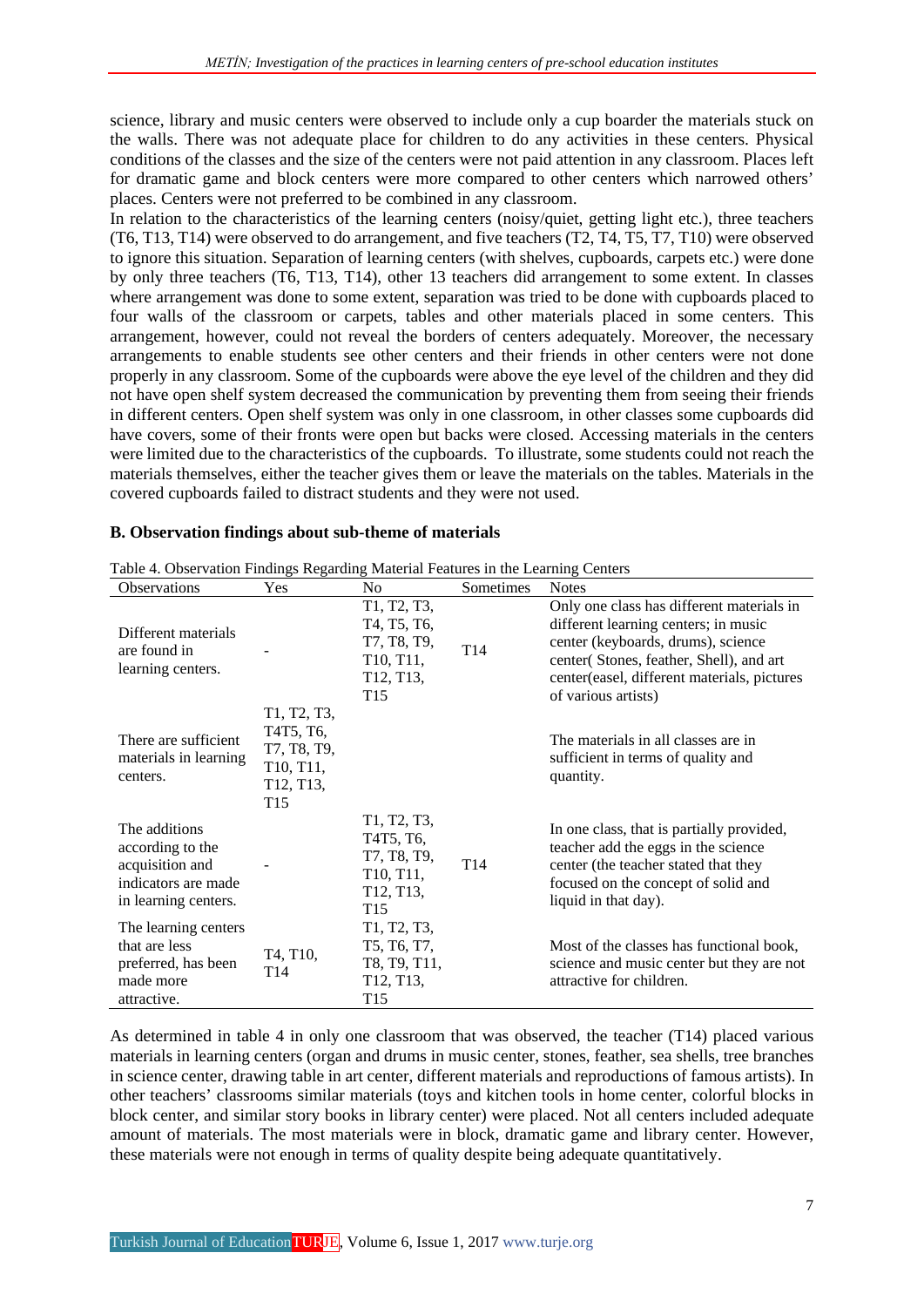science, library and music centers were observed to include only a cup boarder the materials stuck on the walls. There was not adequate place for children to do any activities in these centers. Physical conditions of the classes and the size of the centers were not paid attention in any classroom. Places left for dramatic game and block centers were more compared to other centers which narrowed others' places. Centers were not preferred to be combined in any classroom.

In relation to the characteristics of the learning centers (noisy/quiet, getting light etc.), three teachers (T6, T13, T14) were observed to do arrangement, and five teachers (T2, T4, T5, T7, T10) were observed to ignore this situation. Separation of learning centers (with shelves, cupboards, carpets etc.) were done by only three teachers (T6, T13, T14), other 13 teachers did arrangement to some extent. In classes where arrangement was done to some extent, separation was tried to be done with cupboards placed to four walls of the classroom or carpets, tables and other materials placed in some centers. This arrangement, however, could not reveal the borders of centers adequately. Moreover, the necessary arrangements to enable students see other centers and their friends in other centers were not done properly in any classroom. Some of the cupboards were above the eye level of the children and they did not have open shelf system decreased the communication by preventing them from seeing their friends in different centers. Open shelf system was only in one classroom, in other classes some cupboards did have covers, some of their fronts were open but backs were closed. Accessing materials in the centers were limited due to the characteristics of the cupboards. To illustrate, some students could not reach the materials themselves, either the teacher gives them or leave the materials on the tables. Materials in the covered cupboards failed to distract students and they were not used.

**B. Observation findings about sub-theme of materials**

Table 4. Observation Findings Regarding Material Features in the Learning Centers

| Observations | Yes | No | Sometimes | Notes |
|---|---|---|---|---|
| Different materials are found in learning centers. | - | T1, T2, T3, T4, T5, T6, T7, T8, T9, T10, T11, T12, T13, T15 | T14 | Only one class has different materials in different learning centers; in music center (keyboards, drums), science center( Stones, feather, Shell), and art center(easel, different materials, pictures of various artists) |
| There are sufficient materials in learning centers. | T1, T2, T3, T4T5, T6, T7, T8, T9, T10, T11, T12, T13, T15 | | | The materials in all classes are in sufficient in terms of quality and quantity. |
| The additions according to the acquisition and indicators are made in learning centers. | - | T1, T2, T3, T4T5, T6, T7, T8, T9, T10, T11, T12, T13, T15 | T14 | In one class, that is partially provided, teacher add the eggs in the science center (the teacher stated that they focused on the concept of solid and liquid in that day). |
| The learning centers that are less preferred, has been made more attractive. | T4, T10, T14 | T1, T2, T3, T5, T6, T7, T8, T9, T11, T12, T13, T15 | | Most of the classes has functional book, science and music center but they are not attractive for children. |

As determined in table 4 in only one classroom that was observed, the teacher (T14) placed various materials in learning centers (organ and drums in music center, stones, feather, sea shells, tree branches in science center, drawing table in art center, different materials and reproductions of famous artists). In other teachers' classrooms similar materials (toys and kitchen tools in home center, colorful blocks in block center, and similar story books in library center) were placed. Not all centers included adequate amount of materials. The most materials were in block, dramatic game and library center. However, these materials were not enough in terms of quality despite being adequate quantitatively.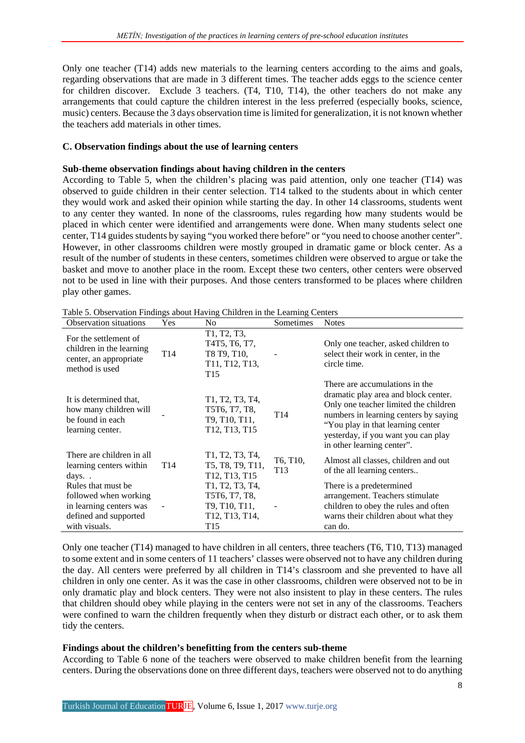Only one teacher (T14) adds new materials to the learning centers according to the aims and goals, regarding observations that are made in 3 different times. The teacher adds eggs to the science center for children discover. Exclude 3 teachers. (T4, T10, T14), the other teachers do not make any arrangements that could capture the children interest in the less preferred (especially books, science, music) centers. Because the 3 days observation time is limited for generalization, it is not known whether the teachers add materials in other times.

### C. Observation findings about the use of learning centers

#### Sub-theme observation findings about having children in the centers

According to Table 5, when the children's placing was paid attention, only one teacher (T14) was observed to guide children in their center selection. T14 talked to the students about in which center they would work and asked their opinion while starting the day. In other 14 classrooms, students went to any center they wanted. In none of the classrooms, rules regarding how many students would be placed in which center were identified and arrangements were done. When many students select one center, T14 guides students by saying "you worked there before" or "you need to choose another center". However, in other classrooms children were mostly grouped in dramatic game or block center. As a result of the number of students in these centers, sometimes children were observed to argue or take the basket and move to another place in the room. Except these two centers, other centers were observed not to be used in line with their purposes. And those centers transformed to be places where children play other games.

Table 5. Observation Findings about Having Children in the Learning Centers

| Observation situations | Yes | No | Sometimes | Notes |
|---|---|---|---|---|
| For the settlement of children in the learning center, an appropriate method is used | T14 | T1, T2, T3, T4T5, T6, T7, T8 T9, T10, T11, T12, T13, T15 | - | Only one teacher, asked children to select their work in center, in the circle time. |
| It is determined that, how many children will be found in each learning center. | - | T1, T2, T3, T4, T5T6, T7, T8, T9, T10, T11, T12, T13, T15 | T14 | There are accumulations in the dramatic play area and block center. Only one teacher limited the children numbers in learning centers by saying "You play in that learning center yesterday, if you want you can play in other learning center". |
| There are children in all learning centers within days. . | T14 | T1, T2, T3, T4, T5, T8, T9, T11, T12, T13, T15 | T6, T10, T13 | Almost all classes, children and out of the all learning centers.. |
| Rules that must be followed when working in learning centers was defined and supported with visuals. | - | T1, T2, T3, T4, T5T6, T7, T8, T9, T10, T11, T12, T13, T14, T15 | - | There is a predetermined arrangement. Teachers stimulate children to obey the rules and often warns their children about what they can do. |

Only one teacher (T14) managed to have children in all centers, three teachers (T6, T10, T13) managed to some extent and in some centers of 11 teachers' classes were observed not to have any children during the day. All centers were preferred by all children in T14's classroom and she prevented to have all children in only one center. As it was the case in other classrooms, children were observed not to be in only dramatic play and block centers. They were not also insistent to play in these centers. The rules that children should obey while playing in the centers were not set in any of the classrooms. Teachers were confined to warn the children frequently when they disturb or distract each other, or to ask them tidy the centers.

#### Findings about the children's benefitting from the centers sub-theme

According to Table 6 none of the teachers were observed to make children benefit from the learning centers. During the observations done on three different days, teachers were observed not to do anything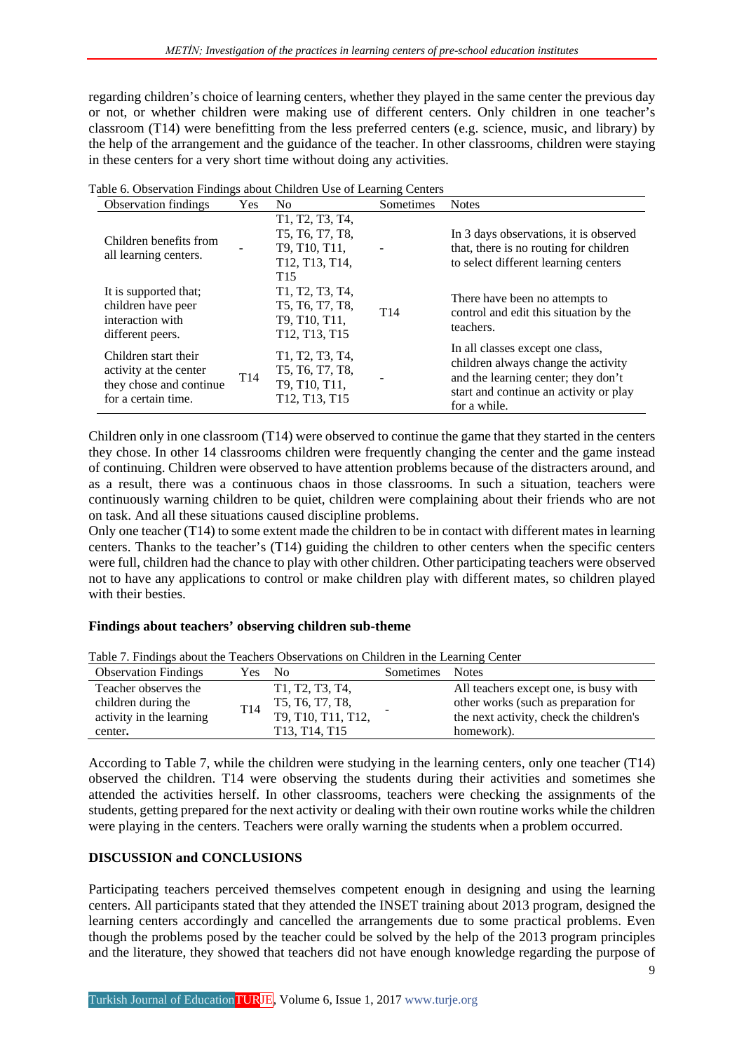regarding children's choice of learning centers, whether they played in the same center the previous day or not, or whether children were making use of different centers. Only children in one teacher's classroom (T14) were benefitting from the less preferred centers (e.g. science, music, and library) by the help of the arrangement and the guidance of the teacher. In other classrooms, children were staying in these centers for a very short time without doing any activities.

Table 6. Observation Findings about Children Use of Learning Centers

| Observation findings | Yes | No | Sometimes | Notes |
|---|---|---|---|---|
| Children benefits from all learning centers. | - | T1, T2, T3, T4, T5, T6, T7, T8, T9, T10, T11, T12, T13, T14, T15 | - | In 3 days observations, it is observed that, there is no routing for children to select different learning centers |
| It is supported that; children have peer interaction with different peers. | | T1, T2, T3, T4, T5, T6, T7, T8, T9, T10, T11, T12, T13, T15 | T14 | There have been no attempts to control and edit this situation by the teachers. |
| Children start their activity at the center they chose and continue for a certain time. | T14 | T1, T2, T3, T4, T5, T6, T7, T8, T9, T10, T11, T12, T13, T15 | - | In all classes except one class, children always change the activity and the learning center; they don't start and continue an activity or play for a while. |

Children only in one classroom (T14) were observed to continue the game that they started in the centers they chose. In other 14 classrooms children were frequently changing the center and the game instead of continuing. Children were observed to have attention problems because of the distracters around, and as a result, there was a continuous chaos in those classrooms. In such a situation, teachers were continuously warning children to be quiet, children were complaining about their friends who are not on task. And all these situations caused discipline problems.

Only one teacher (T14) to some extent made the children to be in contact with different mates in learning centers. Thanks to the teacher's (T14) guiding the children to other centers when the specific centers were full, children had the chance to play with other children. Other participating teachers were observed not to have any applications to control or make children play with different mates, so children played with their besties.

**Findings about teachers' observing children sub-theme**

Table 7. Findings about the Teachers Observations on Children in the Learning Center

| Observation Findings | Yes | No | Sometimes | Notes |
|---|---|---|---|---|
| Teacher observes the children during the activity in the learning center. | T14 | T1, T2, T3, T4, T5, T6, T7, T8, T9, T10, T11, T12, T13, T14, T15 | - | All teachers except one, is busy with other works (such as preparation for the next activity, check the children's homework). |

According to Table 7, while the children were studying in the learning centers, only one teacher (T14) observed the children. T14 were observing the students during their activities and sometimes she attended the activities herself. In other classrooms, teachers were checking the assignments of the students, getting prepared for the next activity or dealing with their own routine works while the children were playing in the centers. Teachers were orally warning the students when a problem occurred.

## DISCUSSION and CONCLUSIONS

Participating teachers perceived themselves competent enough in designing and using the learning centers. All participants stated that they attended the INSET training about 2013 program, designed the learning centers accordingly and cancelled the arrangements due to some practical problems. Even though the problems posed by the teacher could be solved by the help of the 2013 program principles and the literature, they showed that teachers did not have enough knowledge regarding the purpose of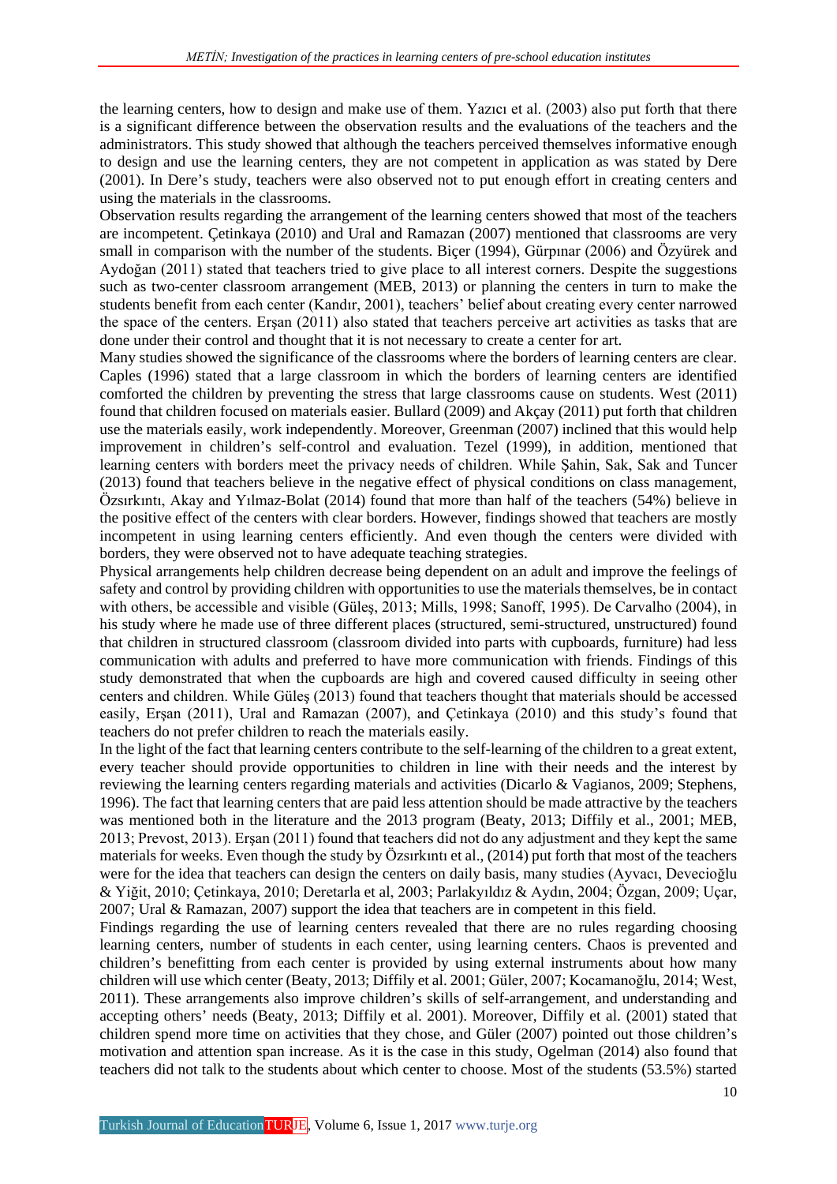the learning centers, how to design and make use of them. Yazıcı et al. (2003) also put forth that there is a significant difference between the observation results and the evaluations of the teachers and the administrators. This study showed that although the teachers perceived themselves informative enough to design and use the learning centers, they are not competent in application as was stated by Dere (2001). In Dere's study, teachers were also observed not to put enough effort in creating centers and using the materials in the classrooms.

Observation results regarding the arrangement of the learning centers showed that most of the teachers are incompetent. Çetinkaya (2010) and Ural and Ramazan (2007) mentioned that classrooms are very small in comparison with the number of the students. Biçer (1994), Gürpınar (2006) and Özyürek and Aydoğan (2011) stated that teachers tried to give place to all interest corners. Despite the suggestions such as two-center classroom arrangement (MEB, 2013) or planning the centers in turn to make the students benefit from each center (Kandır, 2001), teachers' belief about creating every center narrowed the space of the centers. Erşan (2011) also stated that teachers perceive art activities as tasks that are done under their control and thought that it is not necessary to create a center for art.

Many studies showed the significance of the classrooms where the borders of learning centers are clear. Caples (1996) stated that a large classroom in which the borders of learning centers are identified comforted the children by preventing the stress that large classrooms cause on students. West (2011) found that children focused on materials easier. Bullard (2009) and Akçay (2011) put forth that children use the materials easily, work independently. Moreover, Greenman (2007) inclined that this would help improvement in children's self-control and evaluation. Tezel (1999), in addition, mentioned that learning centers with borders meet the privacy needs of children. While Şahin, Sak, Sak and Tuncer (2013) found that teachers believe in the negative effect of physical conditions on class management, Özsırkıntı, Akay and Yılmaz-Bolat (2014) found that more than half of the teachers (54%) believe in the positive effect of the centers with clear borders. However, findings showed that teachers are mostly incompetent in using learning centers efficiently. And even though the centers were divided with borders, they were observed not to have adequate teaching strategies.

Physical arrangements help children decrease being dependent on an adult and improve the feelings of safety and control by providing children with opportunities to use the materials themselves, be in contact with others, be accessible and visible (Güleş, 2013; Mills, 1998; Sanoff, 1995). De Carvalho (2004), in his study where he made use of three different places (structured, semi-structured, unstructured) found that children in structured classroom (classroom divided into parts with cupboards, furniture) had less communication with adults and preferred to have more communication with friends. Findings of this study demonstrated that when the cupboards are high and covered caused difficulty in seeing other centers and children. While Güleş (2013) found that teachers thought that materials should be accessed easily, Erşan (2011), Ural and Ramazan (2007), and Çetinkaya (2010) and this study's found that teachers do not prefer children to reach the materials easily.

In the light of the fact that learning centers contribute to the self-learning of the children to a great extent, every teacher should provide opportunities to children in line with their needs and the interest by reviewing the learning centers regarding materials and activities (Dicarlo & Vagianos, 2009; Stephens, 1996). The fact that learning centers that are paid less attention should be made attractive by the teachers was mentioned both in the literature and the 2013 program (Beaty, 2013; Diffily et al., 2001; MEB, 2013; Prevost, 2013). Erşan (2011) found that teachers did not do any adjustment and they kept the same materials for weeks. Even though the study by Özsırkıntı et al., (2014) put forth that most of the teachers were for the idea that teachers can design the centers on daily basis, many studies (Ayvacı, Devecioğlu & Yiğit, 2010; Çetinkaya, 2010; Deretarla et al, 2003; Parlakyıldız & Aydın, 2004; Özgan, 2009; Uçar, 2007; Ural & Ramazan, 2007) support the idea that teachers are in competent in this field.

Findings regarding the use of learning centers revealed that there are no rules regarding choosing learning centers, number of students in each center, using learning centers. Chaos is prevented and children's benefitting from each center is provided by using external instruments about how many children will use which center (Beaty, 2013; Diffily et al. 2001; Güler, 2007; Kocamanoğlu, 2014; West, 2011). These arrangements also improve children's skills of self-arrangement, and understanding and accepting others' needs (Beaty, 2013; Diffily et al. 2001). Moreover, Diffily et al. (2001) stated that children spend more time on activities that they chose, and Güler (2007) pointed out those children's motivation and attention span increase. As it is the case in this study, Ogelman (2014) also found that teachers did not talk to the students about which center to choose. Most of the students (53.5%) started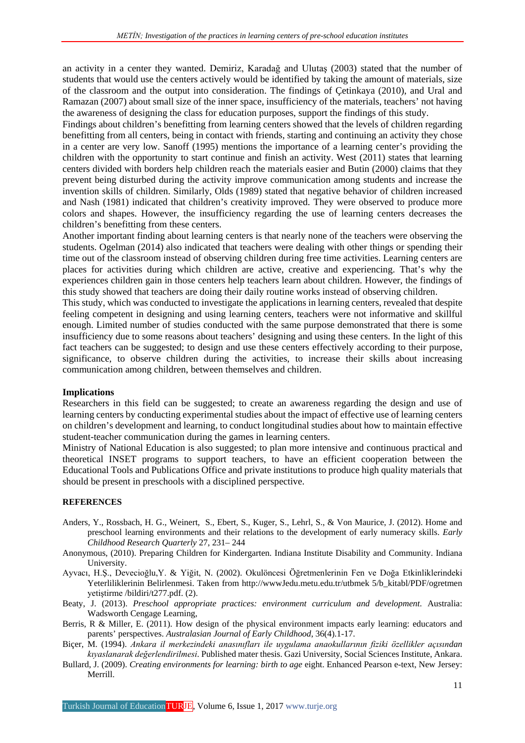an activity in a center they wanted. Demiriz, Karadağ and Ulutaş (2003) stated that the number of students that would use the centers actively would be identified by taking the amount of materials, size of the classroom and the output into consideration. The findings of Çetinkaya (2010), and Ural and Ramazan (2007) about small size of the inner space, insufficiency of the materials, teachers' not having the awareness of designing the class for education purposes, support the findings of this study.

Findings about children's benefitting from learning centers showed that the levels of children regarding benefitting from all centers, being in contact with friends, starting and continuing an activity they chose in a center are very low. Sanoff (1995) mentions the importance of a learning center's providing the children with the opportunity to start continue and finish an activity. West (2011) states that learning centers divided with borders help children reach the materials easier and Butin (2000) claims that they prevent being disturbed during the activity improve communication among students and increase the invention skills of children. Similarly, Olds (1989) stated that negative behavior of children increased and Nash (1981) indicated that children's creativity improved. They were observed to produce more colors and shapes. However, the insufficiency regarding the use of learning centers decreases the children's benefitting from these centers.

Another important finding about learning centers is that nearly none of the teachers were observing the students. Ogelman (2014) also indicated that teachers were dealing with other things or spending their time out of the classroom instead of observing children during free time activities. Learning centers are places for activities during which children are active, creative and experiencing. That's why the experiences children gain in those centers help teachers learn about children. However, the findings of this study showed that teachers are doing their daily routine works instead of observing children.

This study, which was conducted to investigate the applications in learning centers, revealed that despite feeling competent in designing and using learning centers, teachers were not informative and skillful enough. Limited number of studies conducted with the same purpose demonstrated that there is some insufficiency due to some reasons about teachers' designing and using these centers. In the light of this fact teachers can be suggested; to design and use these centers effectively according to their purpose, significance, to observe children during the activities, to increase their skills about increasing communication among children, between themselves and children.

## Implications

Researchers in this field can be suggested; to create an awareness regarding the design and use of learning centers by conducting experimental studies about the impact of effective use of learning centers on children's development and learning, to conduct longitudinal studies about how to maintain effective student-teacher communication during the games in learning centers.

Ministry of National Education is also suggested; to plan more intensive and continuous practical and theoretical INSET programs to support teachers, to have an efficient cooperation between the Educational Tools and Publications Office and private institutions to produce high quality materials that should be present in preschools with a disciplined perspective.

## REFERENCES

Anders, Y., Rossbach, H. G., Weinert, S., Ebert, S., Kuger, S., Lehrl, S., & Von Maurice, J. (2012). Home and preschool learning environments and their relations to the development of early numeracy skills. *Early Childhood Research Quarterly* 27, 231– 244

Anonymous, (2010). Preparing Children for Kindergarten. Indiana Institute Disability and Community. Indiana University.

Ayvacı, H.Ş., Devecioğlu,Y. & Yiğit, N. (2002). Okulöncesi Öğretmenlerinin Fen ve Doğa Etkinliklerindeki Yeterliliklerinin Belirlenmesi. Taken from http://wwwJedu.metu.edu.tr/utbmek 5/b_kitabl/PDF/ogretmen yetiştirme /bildiri/t277.pdf. (2).

Beaty, J. (2013). *Preschool appropriate practices: environment curriculum and development*. Australia: Wadsworth Cengage Learning,

Berris, R & Miller, E. (2011). How design of the physical environment impacts early learning: educators and parents' perspectives. *Australasian Journal of Early Childhood*, 36(4).1-17.

Biçer, M. (1994). *Ankara il merkezindeki anasınıfları ile uygulama anaokullarının fiziki özellikler açısından kıyaslanarak değerlendirilmesi*. Published mater thesis. Gazi University, Social Sciences Institute, Ankara.

Bullard, J. (2009). *Creating environments for learning: birth to age* eight. Enhanced Pearson e-text, New Jersey: Merrill.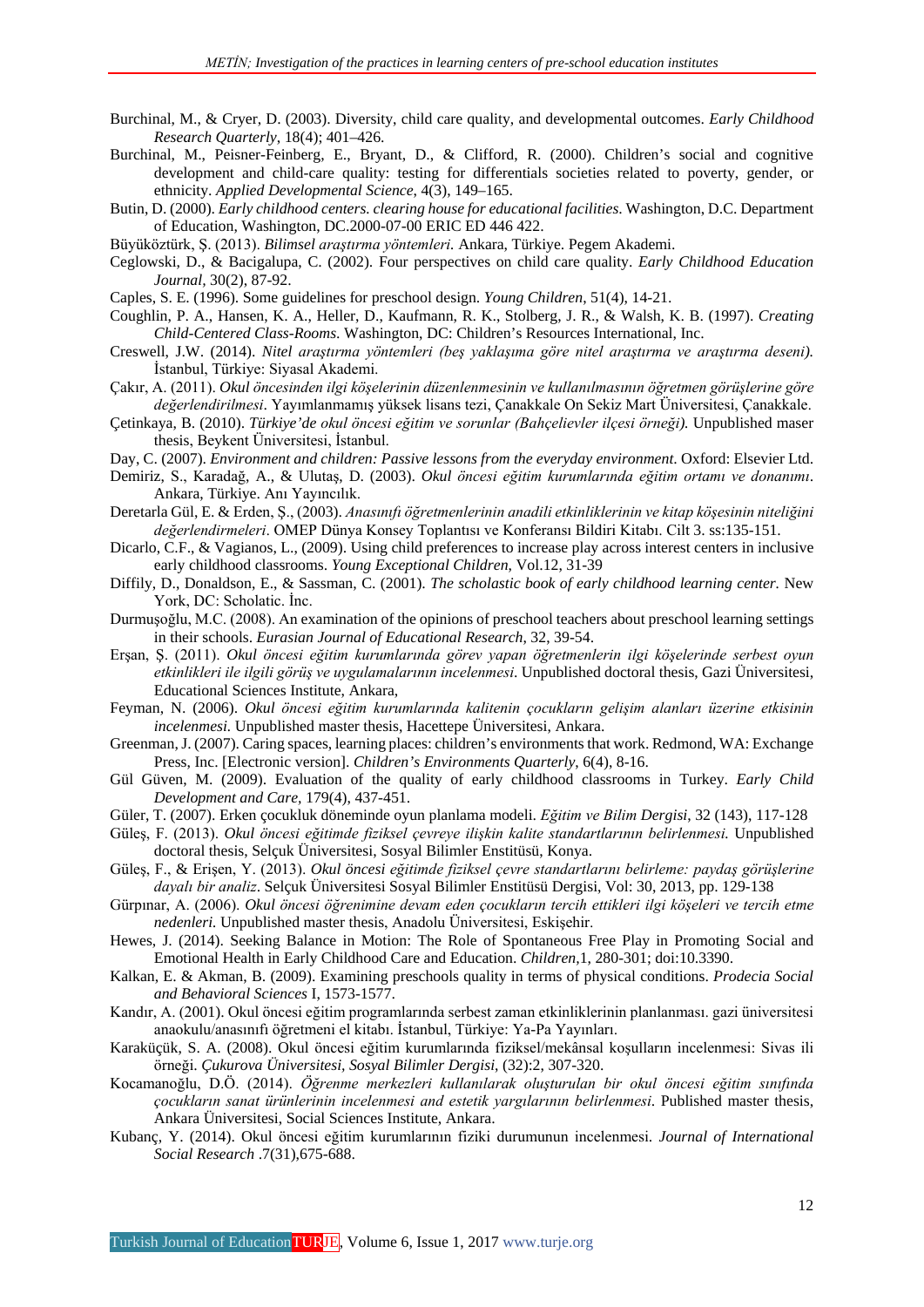Burchinal, M., & Cryer, D. (2003). Diversity, child care quality, and developmental outcomes. *Early Childhood Research Quarterly*, 18(4); 401–426.

Burchinal, M., Peisner-Feinberg, E., Bryant, D., & Clifford, R. (2000). Children's social and cognitive development and child-care quality: testing for differentials societies related to poverty, gender, or ethnicity. *Applied Developmental Science*, 4(3), 149–165.

Butin, D. (2000). *Early childhood centers. clearing house for educational facilities*. Washington, D.C. Department of Education, Washington, DC.2000-07-00 ERIC ED 446 422.

Büyüköztürk, Ş. (2013). *Bilimsel araştırma yöntemleri.* Ankara, Türkiye. Pegem Akademi.

Ceglowski, D., & Bacigalupa, C. (2002). Four perspectives on child care quality. *Early Childhood Education Journal*, 30(2), 87-92.

Caples, S. E. (1996). Some guidelines for preschool design. *Young Children*, 51(4), 14-21.

Coughlin, P. A., Hansen, K. A., Heller, D., Kaufmann, R. K., Stolberg, J. R., & Walsh, K. B. (1997). *Creating Child-Centered Class-Rooms.* Washington, DC: Children's Resources International, Inc.

Creswell, J.W. (2014). *Nitel araştırma yöntemleri (beş yaklaşıma göre nitel araştırma ve araştırma deseni).* İstanbul, Türkiye: Siyasal Akademi.

Çakır, A. (2011). *Okul öncesinden ilgi köşelerinin düzenlenmesinin ve kullanılmasının öğretmen görüşlerine göre değerlendirilmesi*. Yayımlanmamış yüksek lisans tezi, Çanakkale On Sekiz Mart Üniversitesi, Çanakkale.

Çetinkaya, B. (2010). *Türkiye'de okul öncesi eğitim ve sorunlar (Bahçelievler ilçesi örneği).* Unpublished maser thesis, Beykent Üniversitesi, İstanbul.

Day, C. (2007). *Environment and children: Passive lessons from the everyday environment.* Oxford: Elsevier Ltd.

Demiriz, S., Karadağ, A., & Ulutaş, D. (2003). *Okul öncesi eğitim kurumlarında eğitim ortamı ve donanımı*. Ankara, Türkiye. Anı Yayıncılık.

Deretarla Gül, E. & Erden, Ş., (2003). *Anasınıfı öğretmenlerinin anadili etkinliklerinin ve kitap köşesinin niteliğini değerlendirmeleri*. OMEP Dünya Konsey Toplantısı ve Konferansı Bildiri Kitabı. Cilt 3. ss:135-151.

Dicarlo, C.F., & Vagianos, L., (2009). Using child preferences to increase play across interest centers in inclusive early childhood classrooms. *Young Exceptional Children*, Vol.12, 31-39

Diffily, D., Donaldson, E., & Sassman, C. (2001). *The scholastic book of early childhood learning center.* New York, DC: Scholatic. İnc.

Durmuşoğlu, M.C. (2008). An examination of the opinions of preschool teachers about preschool learning settings in their schools. *Eurasian Journal of Educational Research*, 32, 39-54.

Erşan, Ş. (2011). *Okul öncesi eğitim kurumlarında görev yapan öğretmenlerin ilgi köşelerinde serbest oyun etkinlikleri ile ilgili görüş ve uygulamalarının incelenmesi*. Unpublished doctoral thesis, Gazi Üniversitesi, Educational Sciences Institute, Ankara,

Feyman, N. (2006). *Okul öncesi eğitim kurumlarında kalitenin çocukların gelişim alanları üzerine etkisinin incelenmesi.* Unpublished master thesis, Hacettepe Üniversitesi, Ankara.

Greenman, J. (2007). Caring spaces, learning places: children's environments that work. Redmond, WA: Exchange Press, Inc. [Electronic version]. *Children's Environments Quarterly*, 6(4), 8-16.

Gül Güven, M. (2009). Evaluation of the quality of early childhood classrooms in Turkey. *Early Child Development and Care*, 179(4), 437-451.

Güler, T. (2007). Erken çocukluk döneminde oyun planlama modeli. *Eğitim ve Bilim Dergisi*, 32 (143), 117-128

Güleş, F. (2013). *Okul öncesi eğitimde fiziksel çevreye ilişkin kalite standartlarının belirlenmesi.* Unpublished doctoral thesis, Selçuk Üniversitesi, Sosyal Bilimler Enstitüsü, Konya.

Güleş, F., & Erişen, Y. (2013). *Okul öncesi eğitimde fiziksel çevre standartlarını belirleme: paydaş görüşlerine dayalı bir analiz*. Selçuk Üniversitesi Sosyal Bilimler Enstitüsü Dergisi, Vol: 30, 2013, pp. 129-138

Gürpınar, A. (2006). *Okul öncesi öğrenimine devam eden çocukların tercih ettikleri ilgi köşeleri ve tercih etme nedenleri.* Unpublished master thesis, Anadolu Üniversitesi, Eskişehir.

Hewes, J. (2014). Seeking Balance in Motion: The Role of Spontaneous Free Play in Promoting Social and Emotional Health in Early Childhood Care and Education. *Children,*1, 280-301; doi:10.3390.

Kalkan, E. & Akman, B. (2009). Examining preschools quality in terms of physical conditions. *Prodecia Social and Behavioral Sciences* I, 1573-1577.

Kandır, A. (2001). Okul öncesi eğitim programlarında serbest zaman etkinliklerinin planlanması. gazi üniversitesi anaokulu/anasınıfı öğretmeni el kitabı. İstanbul, Türkiye: Ya-Pa Yayınları.

Karaküçük, S. A. (2008). Okul öncesi eğitim kurumlarında fiziksel/mekânsal koşulların incelenmesi: Sivas ili örneği. *Çukurova Üniversitesi, Sosyal Bilimler Dergisi*, (32):2, 307-320.

Kocamanoğlu, D.Ö. (2014). *Öğrenme merkezleri kullanılarak oluşturulan bir okul öncesi eğitim sınıfında çocukların sanat ürünlerinin incelenmesi and estetik yargılarının belirlenmesi*. Published master thesis, Ankara Üniversitesi, Social Sciences Institute, Ankara.

Kubanç, Y. (2014). Okul öncesi eğitim kurumlarının fiziki durumunun incelenmesi. *Journal of International Social Research* .7(31),675-688.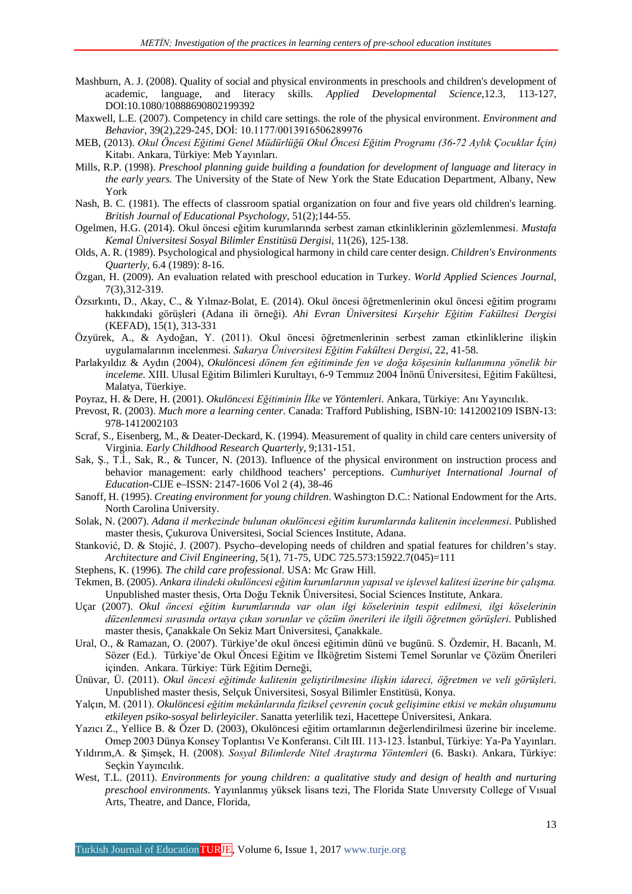Mashburn, A. J. (2008). Quality of social and physical environments in preschools and children's development of academic, language, and literacy skills. *Applied Developmental Science*,12.3, 113-127, DOI:10.1080/10888690802199392

Maxwell, L.E. (2007). Competency in child care settings. the role of the physical environment. *Environment and Behavior*, 39(2),229-245, DOİ: 10.1177/0013916506289976

MEB, (2013). *Okul Öncesi Eğitimi Genel Müdürlüğü Okul Öncesi Eğitim Programı (36-72 Aylık Çocuklar İçin)* Kitabı. Ankara, Türkiye: Meb Yayınları.

Mills, R.P. (1998). *Preschool planning guide building a foundation for development of language and literacy in the early years.* The University of the State of New York the State Education Department, Albany, New York

Nash, B. C. (1981). The effects of classroom spatial organization on four and five years old children's learning. *British Journal of Educational Psychology*, 51(2);144-55.

Ogelmen, H.G. (2014). Okul öncesi eğitim kurumlarında serbest zaman etkinliklerinin gözlemlenmesi. *Mustafa Kemal Üniversitesi Sosyal Bilimler Enstitüsü Dergisi*, 11(26), 125-138.

Olds, A. R. (1989). Psychological and physiological harmony in child care center design. *Children's Environments Quarterly*, 6.4 (1989): 8-16.

Özgan, H. (2009). An evaluation related with preschool education in Turkey. *World Applied Sciences Journal*, 7(3),312-319.

Özsırkıntı, D., Akay, C., & Yılmaz-Bolat, E. (2014). Okul öncesi öğretmenlerinin okul öncesi eğitim programı hakkındaki görüşleri (Adana ili örneği). *Ahi Evran Üniversitesi Kırşehir Eğitim Fakültesi Dergisi* (KEFAD), 15(1), 313-331

Özyürek, A., & Aydoğan, Y. (2011). Okul öncesi öğretmenlerinin serbest zaman etkinliklerine ilişkin uygulamalarının incelenmesi. *Sakarya Üniversitesi Eğitim Fakültesi Dergisi*, 22, 41-58.

Parlakyıldız & Aydın (2004), *Okulöncesi dönem fen eğitiminde fen ve doğa köşesinin kullanımına yönelik bir inceleme.* XIII. Ulusal Eğitim Bilimleri Kurultayı, 6-9 Temmuz 2004 İnönü Üniversitesi, Eğitim Fakültesi, Malatya, Tüerkiye.

Poyraz, H. & Dere, H. (2001). *Okulöncesi Eğitiminin İlke ve Yöntemleri*. Ankara, Türkiye: Anı Yayıncılık.

Prevost, R. (2003). *Much more a learning center*. Canada: Trafford Publishing, ISBN-10: 1412002109 ISBN-13: 978-1412002103

Scraf, S., Eisenberg, M., & Deater-Deckard, K. (1994). Measurement of quality in child care centers university of Virginia. *Early Childhood Research Quarterly*, 9;131-151.

Sak, Ş., T.İ., Sak, R., & Tuncer, N. (2013). Influence of the physical environment on instruction process and behavior management: early childhood teachers' perceptions. *Cumhuriyet International Journal of Education*-CIJE e–ISSN: 2147-1606 Vol 2 (4), 38-46

Sanoff, H. (1995). *Creating environment for young children*. Washington D.C.: National Endowment for the Arts. North Carolina University.

Solak, N. (2007). *Adana il merkezinde bulunan okulöncesi eğitim kurumlarında kalitenin incelenmesi*. Published master thesis, Çukurova Üniversitesi, Social Sciences Institute, Adana.

Stanković, D. & Stojić, J. (2007). Psycho–developing needs of children and spatial features for children's stay. *Architecture and Civil Engineering*, 5(1), 71-75, UDC 725.573:15922.7(045)=111

Stephens, K. (1996). *The child care professional*. USA: Mc Graw Hill.

Tekmen, B. (2005). *Ankara ilindeki okulöncesi eğitim kurumlarının yapısal ve işlevsel kalitesi üzerine bir çalışma.* Unpublished master thesis, Orta Doğu Teknik Üniversitesi, Social Sciences Institute, Ankara.

Uçar (2007). *Okul öncesi eğitim kurumlarında var olan ilgi köselerinin tespit edilmesi, ilgi köselerinin düzenlenmesi sırasında ortaya çıkan sorunlar ve çözüm önerileri ile ilgili öğretmen görüşleri*. Published master thesis, Çanakkale On Sekiz Mart Üniversitesi, Çanakkale.

Ural, O., & Ramazan, O. (2007). Türkiye'de okul öncesi eğitimin dünü ve bugünü. S. Özdemir, H. Bacanlı, M. Sözer (Ed.). Türkiye'de Okul Öncesi Eğitim ve İlköğretim Sistemi Temel Sorunlar ve Çözüm Önerileri içinden. Ankara. Türkiye: Türk Eğitim Derneği,

Ünüvar, Ü. (2011). *Okul öncesi eğitimde kalitenin geliştirilmesine ilişkin idareci, öğretmen ve veli görüşleri*. Unpublished master thesis, Selçuk Üniversitesi, Sosyal Bilimler Enstitüsü, Konya.

Yalçın, M. (2011). *Okulöncesi eğitim mekânlarında fiziksel çevrenin çocuk gelişimine etkisi ve mekân oluşumunu etkileyen psiko-sosyal belirleyiciler*. Sanatta yeterlilik tezi, Hacettepe Üniversitesi, Ankara.

Yazıcı Z., Yellice B. & Özer D. (2003), Okulöncesi eğitim ortamlarının değerlendirilmesi üzerine bir inceleme. Omep 2003 Dünya Konsey Toplantısı Ve Konferansı. Cilt III. 113-123. İstanbul, Türkiye: Ya-Pa Yayınları.

Yıldırım,A. & Şimşek, H. (2008). *Sosyal Bilimlerde Nitel Araştırma Yöntemleri* (6. Baskı). Ankara, Türkiye: Seçkin Yayıncılık.

West, T.L. (2011). *Environments for young children: a qualitative study and design of health and nurturing preschool environments.* Yayınlanmış yüksek lisans tezi, The Florida State Unıversıty College of Vısual Arts, Theatre, and Dance, Florida,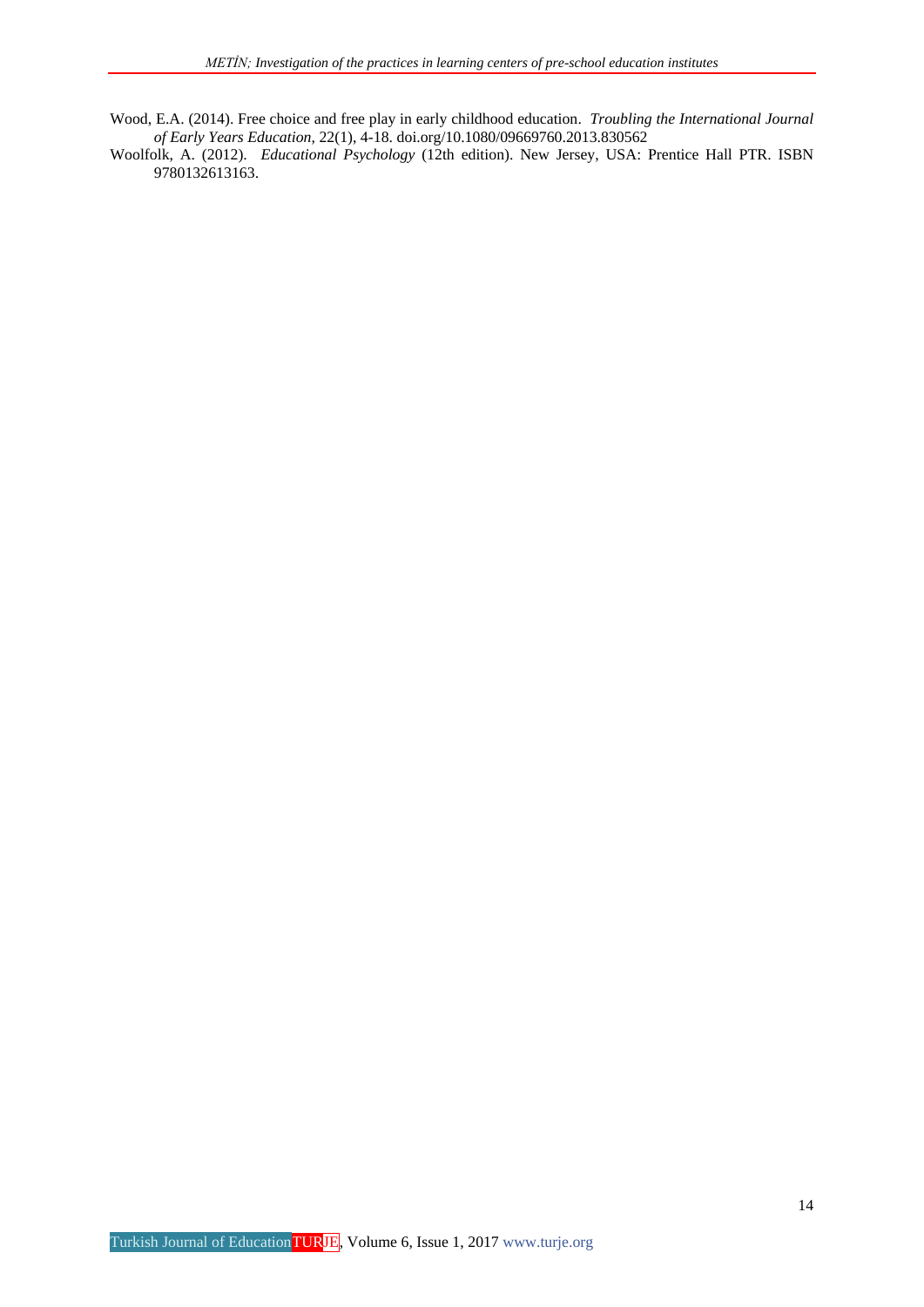Wood, E.A. (2014). Free choice and free play in early childhood education. *Troubling the International Journal of Early Years Education,* 22(1), 4-18. doi.org/10.1080/09669760.2013.830562

Woolfolk, A. (2012). *Educational Psychology* (12th edition). New Jersey, USA: Prentice Hall PTR. ISBN 9780132613163.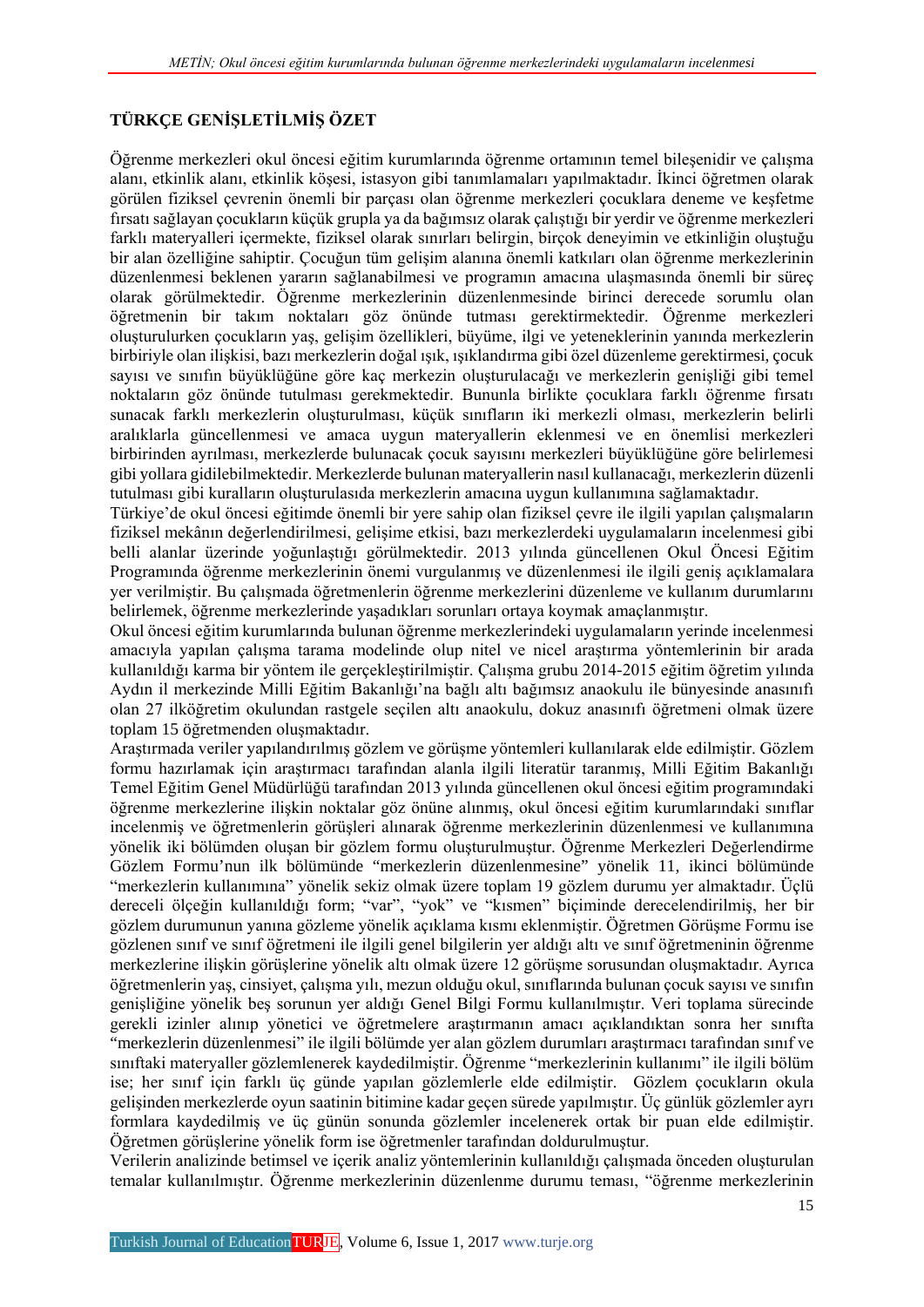## TÜRKÇE GENİŞLETİLMİŞ ÖZET

Öğrenme merkezleri okul öncesi eğitim kurumlarında öğrenme ortamının temel bileşenidir ve çalışma alanı, etkinlik alanı, etkinlik köşesi, istasyon gibi tanımlamaları yapılmaktadır. İkinci öğretmen olarak görülen fiziksel çevrenin önemli bir parçası olan öğrenme merkezleri çocuklara deneme ve keşfetme fırsatı sağlayan çocukların küçük grupla ya da bağımsız olarak çalıştığı bir yerdir ve öğrenme merkezleri farklı materyalleri içermekte, fiziksel olarak sınırları belirgin, birçok deneyimin ve etkinliğin oluştuğu bir alan özelliğine sahiptir. Çocuğun tüm gelişim alanına önemli katkıları olan öğrenme merkezlerinin düzenlenmesi beklenen yararın sağlanabilmesi ve programın amacına ulaşmasında önemli bir süreç olarak görülmektedir. Öğrenme merkezlerinin düzenlenmesinde birinci derecede sorumlu olan öğretmenin bir takım noktaları göz önünde tutması gerektirmektedir. Öğrenme merkezleri oluşturulurken çocukların yaş, gelişim özellikleri, büyüme, ilgi ve yeteneklerinin yanında merkezlerin birbiriyle olan ilişkisi, bazı merkezlerin doğal ışık, ışıklandırma gibi özel düzenleme gerektirmesi, çocuk sayısı ve sınıfın büyüklüğüne göre kaç merkezin oluşturulacağı ve merkezlerin genişliği gibi temel noktaların göz önünde tutulması gerekmektedir. Bununla birlikte çocuklara farklı öğrenme fırsatı sunacak farklı merkezlerin oluşturulması, küçük sınıfların iki merkezli olması, merkezlerin belirli aralıklarla güncellenmesi ve amaca uygun materyallerin eklenmesi ve en önemlisi merkezleri birbirinden ayrılması, merkezlerde bulunacak çocuk sayısını merkezleri büyüklüğüne göre belirlemesi gibi yollara gidilebilmektedir. Merkezlerde bulunan materyallerin nasıl kullanacağı, merkezlerin düzenli tutulması gibi kuralların oluşturulasıda merkezlerin amacına uygun kullanımına sağlamaktadır.

Türkiye'de okul öncesi eğitimde önemli bir yere sahip olan fiziksel çevre ile ilgili yapılan çalışmaların fiziksel mekânın değerlendirilmesi, gelişime etkisi, bazı merkezlerdeki uygulamaların incelenmesi gibi belli alanlar üzerinde yoğunlaştığı görülmektedir. 2013 yılında güncellenen Okul Öncesi Eğitim Programında öğrenme merkezlerinin önemi vurgulanmış ve düzenlenmesi ile ilgili geniş açıklamalara yer verilmiştir. Bu çalışmada öğretmenlerin öğrenme merkezlerini düzenleme ve kullanım durumlarını belirlemek, öğrenme merkezlerinde yaşadıkları sorunları ortaya koymak amaçlanmıştır.

Okul öncesi eğitim kurumlarında bulunan öğrenme merkezlerindeki uygulamaların yerinde incelenmesi amacıyla yapılan çalışma tarama modelinde olup nitel ve nicel araştırma yöntemlerinin bir arada kullanıldığı karma bir yöntem ile gerçekleştirilmiştir. Çalışma grubu 2014-2015 eğitim öğretim yılında Aydın il merkezinde Milli Eğitim Bakanlığı'na bağlı altı bağımsız anaokulu ile bünyesinde anasınıfı olan 27 ilköğretim okulundan rastgele seçilen altı anaokulu, dokuz anasınıfı öğretmeni olmak üzere toplam 15 öğretmenden oluşmaktadır.

Araştırmada veriler yapılandırılmış gözlem ve görüşme yöntemleri kullanılarak elde edilmiştir. Gözlem formu hazırlamak için araştırmacı tarafından alanla ilgili literatür taranmış, Milli Eğitim Bakanlığı Temel Eğitim Genel Müdürlüğü tarafından 2013 yılında güncellenen okul öncesi eğitim programındaki öğrenme merkezlerine ilişkin noktalar göz önüne alınmış, okul öncesi eğitim kurumlarındaki sınıflar incelenmiş ve öğretmenlerin görüşleri alınarak öğrenme merkezlerinin düzenlenmesi ve kullanımına yönelik iki bölümden oluşan bir gözlem formu oluşturulmuştur. Öğrenme Merkezleri Değerlendirme Gözlem Formu'nun ilk bölümünde "merkezlerin düzenlenmesine" yönelik 11, ikinci bölümünde "merkezlerin kullanımına" yönelik sekiz olmak üzere toplam 19 gözlem durumu yer almaktadır. Üçlü dereceli ölçeğin kullanıldığı form; "var", "yok" ve "kısmen" biçiminde derecelendirilmiş, her bir gözlem durumunun yanına gözleme yönelik açıklama kısmı eklenmiştir. Öğretmen Görüşme Formu ise gözlenen sınıf ve sınıf öğretmeni ile ilgili genel bilgilerin yer aldığı altı ve sınıf öğretmeninin öğrenme merkezlerine ilişkin görüşlerine yönelik altı olmak üzere 12 görüşme sorusundan oluşmaktadır. Ayrıca öğretmenlerin yaş, cinsiyet, çalışma yılı, mezun olduğu okul, sınıflarında bulunan çocuk sayısı ve sınıfın genişliğine yönelik beş sorunun yer aldığı Genel Bilgi Formu kullanılmıştır. Veri toplama sürecinde gerekli izinler alınıp yönetici ve öğretmelere araştırmanın amacı açıklandıktan sonra her sınıfta "merkezlerin düzenlenmesi" ile ilgili bölümde yer alan gözlem durumları araştırmacı tarafından sınıf ve sınıftaki materyaller gözlemlenerek kaydedilmiştir. Öğrenme "merkezlerinin kullanımı" ile ilgili bölüm ise; her sınıf için farklı üç günde yapılan gözlemlerle elde edilmiştir. Gözlem çocukların okula gelişinden merkezlerde oyun saatinin bitimine kadar geçen sürede yapılmıştır. Üç günlük gözlemler ayrı formlara kaydedilmiş ve üç günün sonunda gözlemler incelenerek ortak bir puan elde edilmiştir. Öğretmen görüşlerine yönelik form ise öğretmenler tarafından doldurulmuştur.

Verilerin analizinde betimsel ve içerik analiz yöntemlerinin kullanıldığı çalışmada önceden oluşturulan temalar kullanılmıştır. Öğrenme merkezlerinin düzenlenme durumu teması, "öğrenme merkezlerinin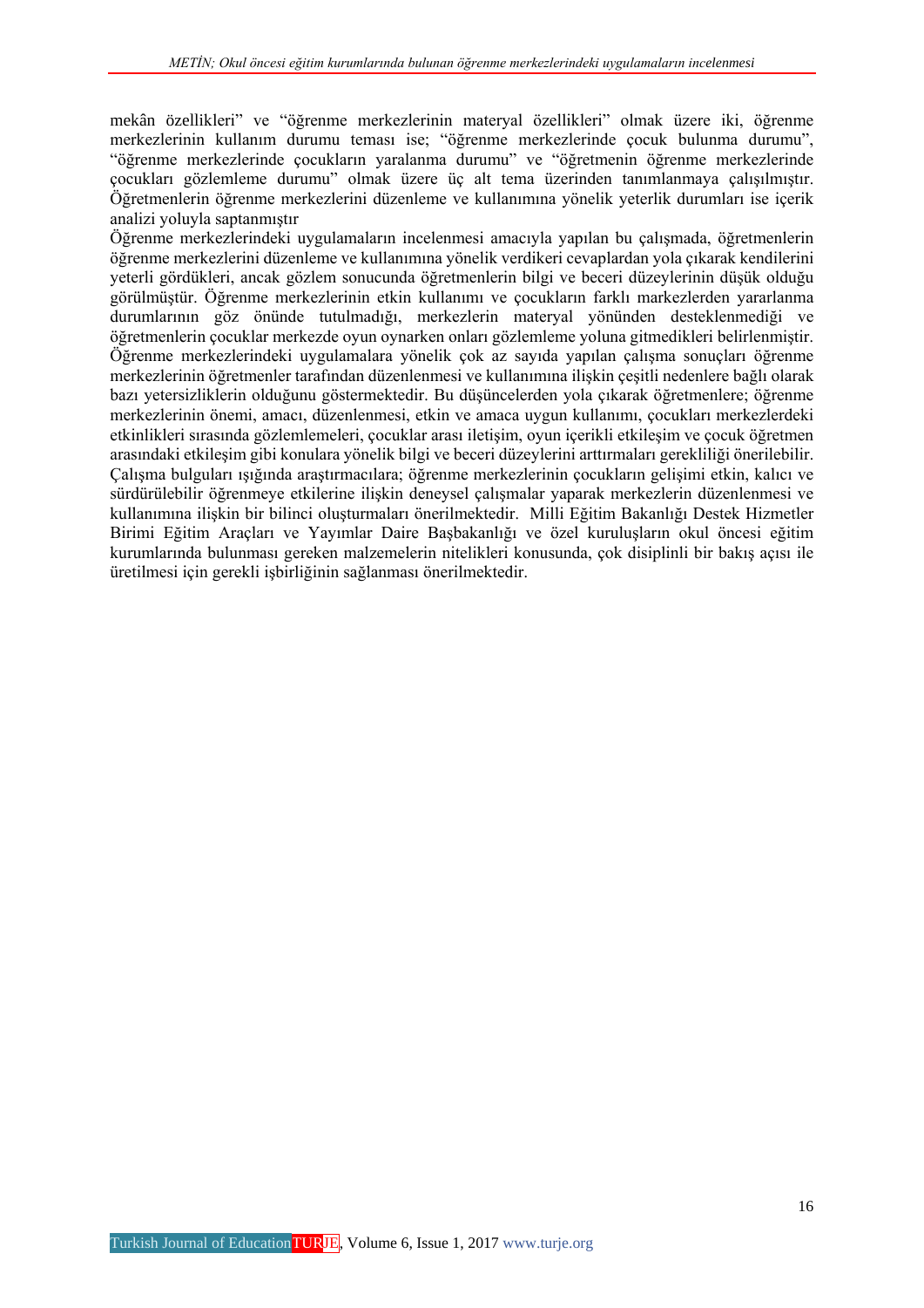mekân özellikleri" ve "öğrenme merkezlerinin materyal özellikleri" olmak üzere iki, öğrenme merkezlerinin kullanım durumu teması ise; "öğrenme merkezlerinde çocuk bulunma durumu", "öğrenme merkezlerinde çocukların yaralanma durumu" ve "öğretmenin öğrenme merkezlerinde çocukları gözlemleme durumu" olmak üzere üç alt tema üzerinden tanımlanmaya çalışılmıştır. Öğretmenlerin öğrenme merkezlerini düzenleme ve kullanımına yönelik yeterlik durumları ise içerik analizi yoluyla saptanmıştır

Öğrenme merkezlerindeki uygulamaların incelenmesi amacıyla yapılan bu çalışmada, öğretmenlerin öğrenme merkezlerini düzenleme ve kullanımına yönelik verdikeri cevaplardan yola çıkarak kendilerini yeterli gördükleri, ancak gözlem sonucunda öğretmenlerin bilgi ve beceri düzeylerinin düşük olduğu görülmüştür. Öğrenme merkezlerinin etkin kullanımı ve çocukların farklı markezlerden yararlanma durumlarının göz önünde tutulmadığı, merkezlerin materyal yönünden desteklenmediği ve öğretmenlerin çocuklar merkezde oyun oynarken onları gözlemleme yoluna gitmedikleri belirlenmiştir. Öğrenme merkezlerindeki uygulamalara yönelik çok az sayıda yapılan çalışma sonuçları öğrenme merkezlerinin öğretmenler tarafından düzenlenmesi ve kullanımına ilişkin çeşitli nedenlere bağlı olarak bazı yetersizliklerin olduğunu göstermektedir. Bu düşüncelerden yola çıkarak öğretmenlere; öğrenme merkezlerinin önemi, amacı, düzenlenmesi, etkin ve amaca uygun kullanımı, çocukları merkezlerdeki etkinlikleri sırasında gözlemlemeleri, çocuklar arası iletişim, oyun içerikli etkileşim ve çocuk öğretmen arasındaki etkileşim gibi konulara yönelik bilgi ve beceri düzeylerini arttırmaları gerekliliği önerilebilir. Çalışma bulguları ışığında araştırmacılara; öğrenme merkezlerinin çocukların gelişimi etkin, kalıcı ve sürdürülebilir öğrenmeye etkilerine ilişkin deneysel çalışmalar yaparak merkezlerin düzenlenmesi ve kullanımına ilişkin bir bilinci oluşturmaları önerilmektedir. Milli Eğitim Bakanlığı Destek Hizmetler Birimi Eğitim Araçları ve Yayımlar Daire Başbakanlığı ve özel kuruluşların okul öncesi eğitim kurumlarında bulunması gereken malzemelerin nitelikleri konusunda, çok disiplinli bir bakış açısı ile üretilmesi için gerekli işbirliğinin sağlanması önerilmektedir.